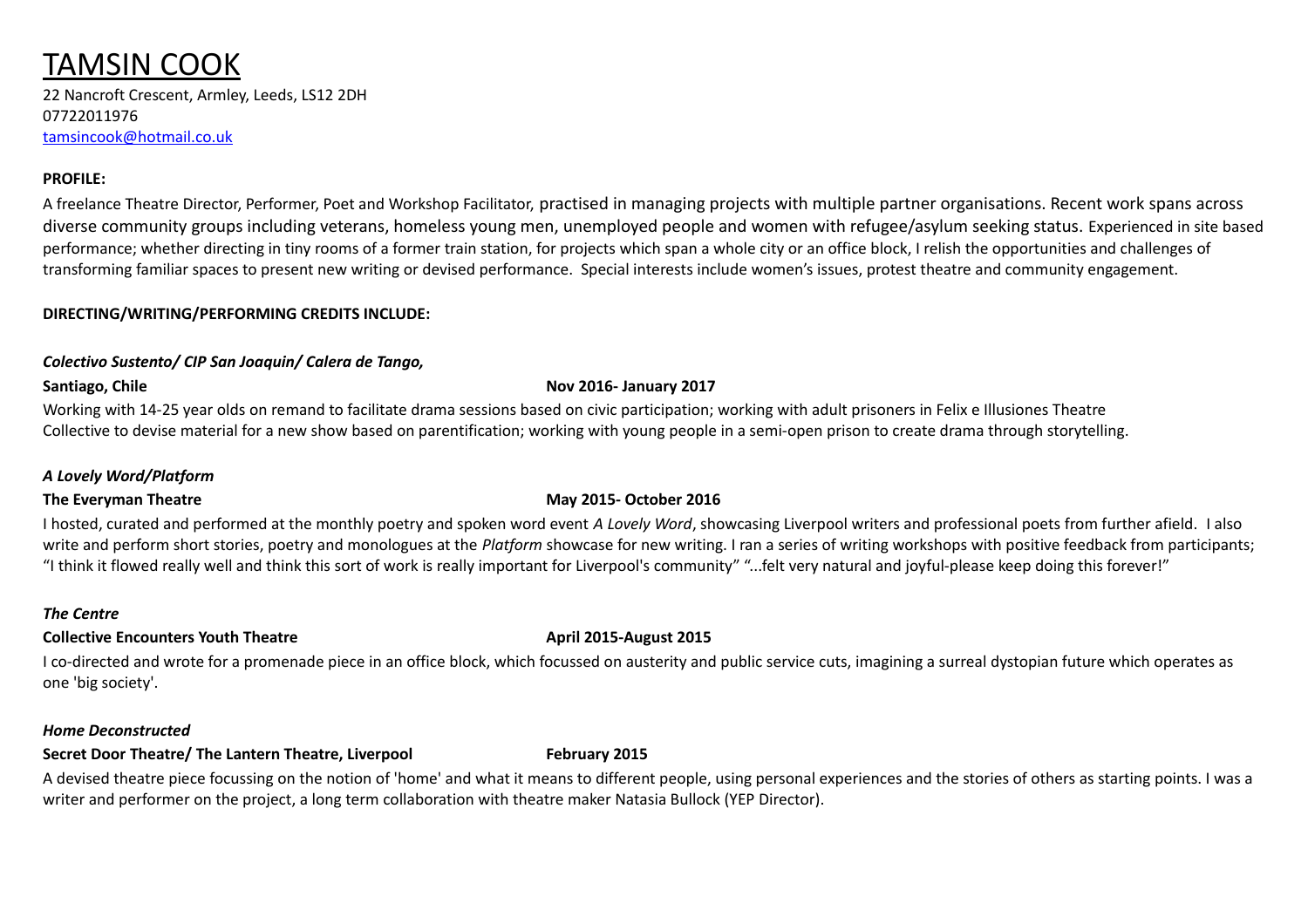# TAMSIN COOK

22 Nancroft Crescent, Armley, Leeds, LS12 2DH
07722011976
tamsincook@hotmail.co.uk

**PROFILE:**

A freelance Theatre Director, Performer, Poet and Workshop Facilitator, practised in managing projects with multiple partner organisations. Recent work spans across diverse community groups including veterans, homeless young men, unemployed people and women with refugee/asylum seeking status. Experienced in site based performance; whether directing in tiny rooms of a former train station, for projects which span a whole city or an office block, I relish the opportunities and challenges of transforming familiar spaces to present new writing or devised performance. Special interests include women's issues, protest theatre and community engagement.

**DIRECTING/WRITING/PERFORMING CREDITS INCLUDE:**

***Colectivo Sustento/ CIP San Joaquin/ Calera de Tango,***

**Santiago, Chile** **Nov 2016- January 2017**

Working with 14-25 year olds on remand to facilitate drama sessions based on civic participation; working with adult prisoners in Felix e Illusiones Theatre Collective to devise material for a new show based on parentification; working with young people in a semi-open prison to create drama through storytelling.

***A Lovely Word/Platform***

**The Everyman Theatre** **May 2015- October 2016**

I hosted, curated and performed at the monthly poetry and spoken word event *A Lovely Word*, showcasing Liverpool writers and professional poets from further afield. I also write and perform short stories, poetry and monologues at the *Platform* showcase for new writing. I ran a series of writing workshops with positive feedback from participants; "I think it flowed really well and think this sort of work is really important for Liverpool's community" "...felt very natural and joyful-please keep doing this forever!"

***The Centre***

**Collective Encounters Youth Theatre** **April 2015-August 2015**

I co-directed and wrote for a promenade piece in an office block, which focussed on austerity and public service cuts, imagining a surreal dystopian future which operates as one 'big society'.

***Home Deconstructed***

**Secret Door Theatre/ The Lantern Theatre, Liverpool** **February 2015**

A devised theatre piece focussing on the notion of 'home' and what it means to different people, using personal experiences and the stories of others as starting points. I was a writer and performer on the project, a long term collaboration with theatre maker Natasia Bullock (YEP Director).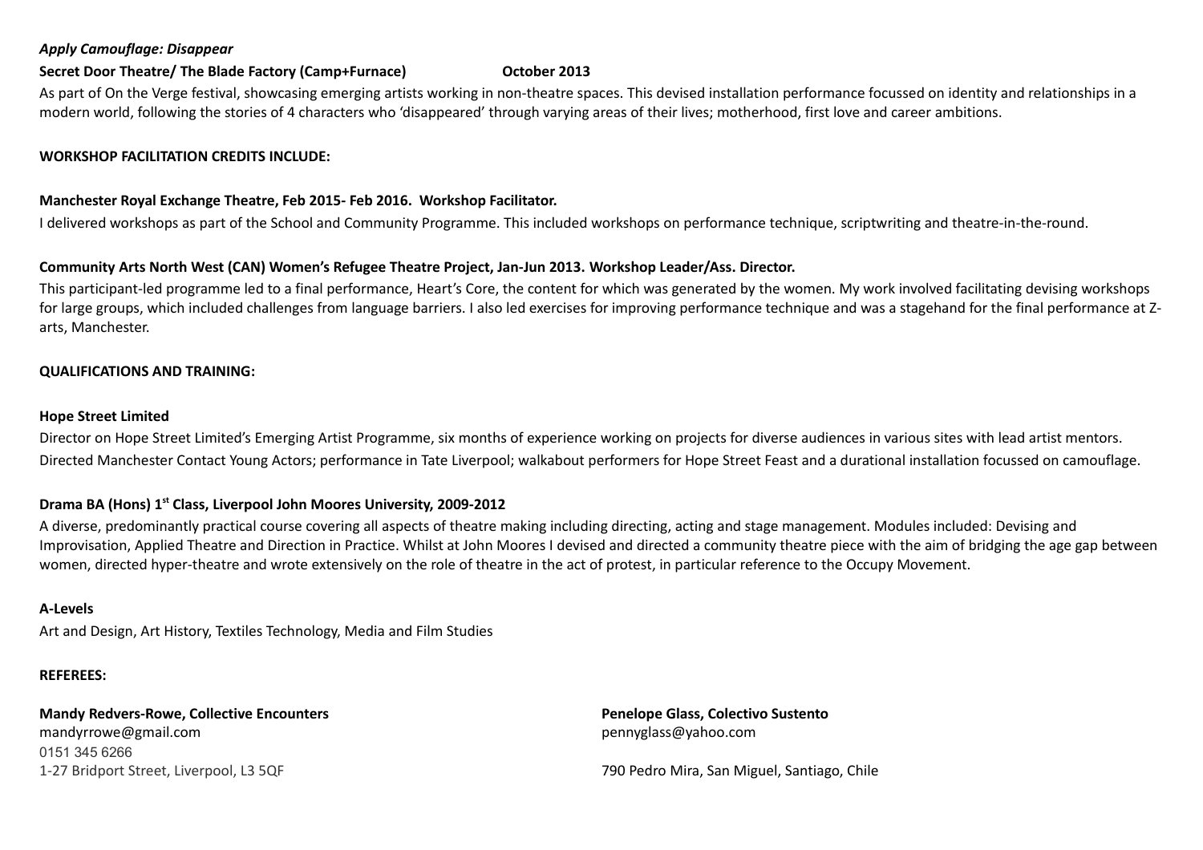***Apply Camouflage: Disappear***

**Secret Door Theatre/ The Blade Factory (Camp+Furnace) October 2013**

As part of On the Verge festival, showcasing emerging artists working in non-theatre spaces. This devised installation performance focussed on identity and relationships in a modern world, following the stories of 4 characters who 'disappeared' through varying areas of their lives; motherhood, first love and career ambitions.

**WORKSHOP FACILITATION CREDITS INCLUDE:**

**Manchester Royal Exchange Theatre, Feb 2015- Feb 2016. Workshop Facilitator.**

I delivered workshops as part of the School and Community Programme. This included workshops on performance technique, scriptwriting and theatre-in-the-round.

**Community Arts North West (CAN) Women's Refugee Theatre Project, Jan-Jun 2013. Workshop Leader/Ass. Director.**

This participant-led programme led to a final performance, Heart's Core, the content for which was generated by the women. My work involved facilitating devising workshops for large groups, which included challenges from language barriers. I also led exercises for improving performance technique and was a stagehand for the final performance at Z-arts, Manchester.

**QUALIFICATIONS AND TRAINING:**

**Hope Street Limited**

Director on Hope Street Limited's Emerging Artist Programme, six months of experience working on projects for diverse audiences in various sites with lead artist mentors.
Directed Manchester Contact Young Actors; performance in Tate Liverpool; walkabout performers for Hope Street Feast and a durational installation focussed on camouflage.

**Drama BA (Hons) 1st Class, Liverpool John Moores University, 2009-2012**

A diverse, predominantly practical course covering all aspects of theatre making including directing, acting and stage management. Modules included: Devising and Improvisation, Applied Theatre and Direction in Practice. Whilst at John Moores I devised and directed a community theatre piece with the aim of bridging the age gap between women, directed hyper-theatre and wrote extensively on the role of theatre in the act of protest, in particular reference to the Occupy Movement.

**A-Levels**

Art and Design, Art History, Textiles Technology, Media and Film Studies

**REFEREES:**

**Mandy Redvers-Rowe, Collective Encounters**
mandyrrowe@gmail.com
0151 345 6266
1-27 Bridport Street, Liverpool, L3 5QF

**Penelope Glass, Colectivo Sustento**
pennyglass@yahoo.com

790 Pedro Mira, San Miguel, Santiago, Chile